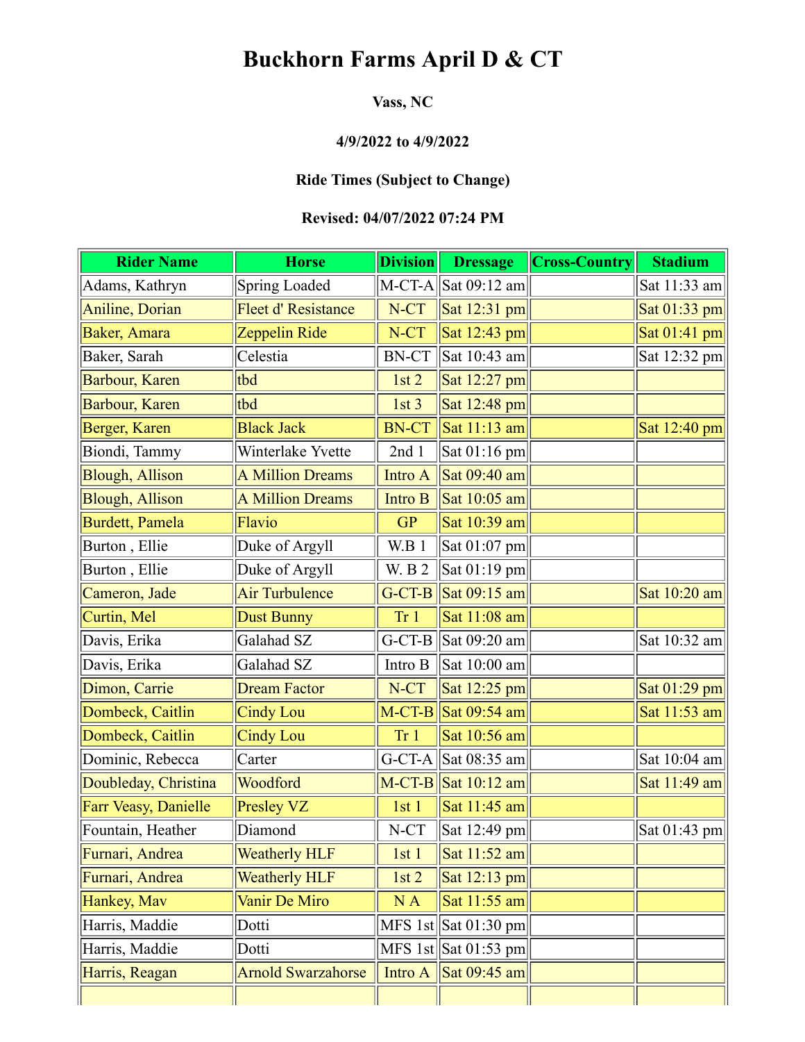# Buckhorn Farms April D & CT

**Vass, NC**

**4/9/2022 to 4/9/2022**

**Ride Times (Subject to Change)**

**Revised: 04/07/2022 07:24 PM**

| Rider Name | Horse | Division | Dressage | Cross-Country | Stadium |
|---|---|---|---|---|---|
| Adams, Kathryn | Spring Loaded | M-CT-A | Sat 09:12 am | | Sat 11:33 am |
| Aniline, Dorian | Fleet d' Resistance | N-CT | Sat 12:31 pm | | Sat 01:33 pm |
| Baker, Amara | Zeppelin Ride | N-CT | Sat 12:43 pm | | Sat 01:41 pm |
| Baker, Sarah | Celestia | BN-CT | Sat 10:43 am | | Sat 12:32 pm |
| Barbour, Karen | tbd | 1st 2 | Sat 12:27 pm | | |
| Barbour, Karen | tbd | 1st 3 | Sat 12:48 pm | | |
| Berger, Karen | Black Jack | BN-CT | Sat 11:13 am | | Sat 12:40 pm |
| Biondi, Tammy | Winterlake Yvette | 2nd 1 | Sat 01:16 pm | | |
| Blough, Allison | A Million Dreams | Intro A | Sat 09:40 am | | |
| Blough, Allison | A Million Dreams | Intro B | Sat 10:05 am | | |
| Burdett, Pamela | Flavio | GP | Sat 10:39 am | | |
| Burton , Ellie | Duke of Argyll | W.B 1 | Sat 01:07 pm | | |
| Burton , Ellie | Duke of Argyll | W. B 2 | Sat 01:19 pm | | |
| Cameron, Jade | Air Turbulence | G-CT-B | Sat 09:15 am | | Sat 10:20 am |
| Curtin, Mel | Dust Bunny | Tr 1 | Sat 11:08 am | | |
| Davis, Erika | Galahad SZ | G-CT-B | Sat 09:20 am | | Sat 10:32 am |
| Davis, Erika | Galahad SZ | Intro B | Sat 10:00 am | | |
| Dimon, Carrie | Dream Factor | N-CT | Sat 12:25 pm | | Sat 01:29 pm |
| Dombeck, Caitlin | Cindy Lou | M-CT-B | Sat 09:54 am | | Sat 11:53 am |
| Dombeck, Caitlin | Cindy Lou | Tr 1 | Sat 10:56 am | | |
| Dominic, Rebecca | Carter | G-CT-A | Sat 08:35 am | | Sat 10:04 am |
| Doubleday, Christina | Woodford | M-CT-B | Sat 10:12 am | | Sat 11:49 am |
| Farr Veasy, Danielle | Presley VZ | 1st 1 | Sat 11:45 am | | |
| Fountain, Heather | Diamond | N-CT | Sat 12:49 pm | | Sat 01:43 pm |
| Furnari, Andrea | Weatherly HLF | 1st 1 | Sat 11:52 am | | |
| Furnari, Andrea | Weatherly HLF | 1st 2 | Sat 12:13 pm | | |
| Hankey, Mav | Vanir De Miro | N A | Sat 11:55 am | | |
| Harris, Maddie | Dotti | MFS 1st | Sat 01:30 pm | | |
| Harris, Maddie | Dotti | MFS 1st | Sat 01:53 pm | | |
| Harris, Reagan | Arnold Swarzahorse | Intro A | Sat 09:45 am | | |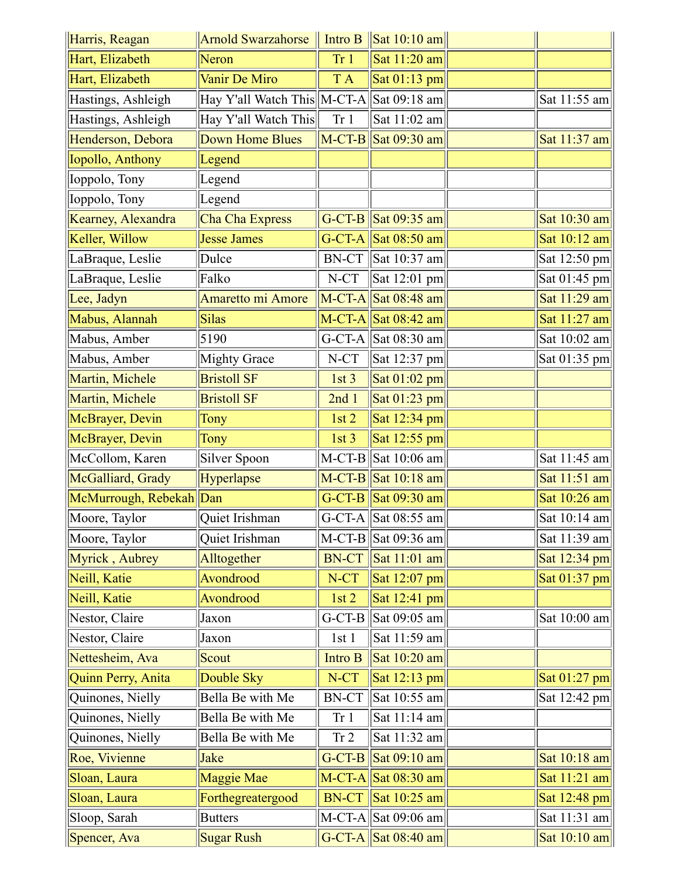| | | | | | |
|---|---|---|---|---|---|
| Harris, Reagan | Arnold Swarzahorse | Intro B | Sat 10:10 am | | |
| Hart, Elizabeth | Neron | Tr 1 | Sat 11:20 am | | |
| Hart, Elizabeth | Vanir De Miro | T A | Sat 01:13 pm | | |
| Hastings, Ashleigh | Hay Y'all Watch This | M-CT-A | Sat 09:18 am | | Sat 11:55 am |
| Hastings, Ashleigh | Hay Y'all Watch This | Tr 1 | Sat 11:02 am | | |
| Henderson, Debora | Down Home Blues | M-CT-B | Sat 09:30 am | | Sat 11:37 am |
| Iopollo, Anthony | Legend | | | | |
| Ioppolo, Tony | Legend | | | | |
| Ioppolo, Tony | Legend | | | | |
| Kearney, Alexandra | Cha Cha Express | G-CT-B | Sat 09:35 am | | Sat 10:30 am |
| Keller, Willow | Jesse James | G-CT-A | Sat 08:50 am | | Sat 10:12 am |
| LaBraque, Leslie | Dulce | BN-CT | Sat 10:37 am | | Sat 12:50 pm |
| LaBraque, Leslie | Falko | N-CT | Sat 12:01 pm | | Sat 01:45 pm |
| Lee, Jadyn | Amaretto mi Amore | M-CT-A | Sat 08:48 am | | Sat 11:29 am |
| Mabus, Alannah | Silas | M-CT-A | Sat 08:42 am | | Sat 11:27 am |
| Mabus, Amber | 5190 | G-CT-A | Sat 08:30 am | | Sat 10:02 am |
| Mabus, Amber | Mighty Grace | N-CT | Sat 12:37 pm | | Sat 01:35 pm |
| Martin, Michele | Bristoll SF | 1st 3 | Sat 01:02 pm | | |
| Martin, Michele | Bristoll SF | 2nd 1 | Sat 01:23 pm | | |
| McBrayer, Devin | Tony | 1st 2 | Sat 12:34 pm | | |
| McBrayer, Devin | Tony | 1st 3 | Sat 12:55 pm | | |
| McCollom, Karen | Silver Spoon | M-CT-B | Sat 10:06 am | | Sat 11:45 am |
| McGalliard, Grady | Hyperlapse | M-CT-B | Sat 10:18 am | | Sat 11:51 am |
| McMurrough, Rebekah | Dan | G-CT-B | Sat 09:30 am | | Sat 10:26 am |
| Moore, Taylor | Quiet Irishman | G-CT-A | Sat 08:55 am | | Sat 10:14 am |
| Moore, Taylor | Quiet Irishman | M-CT-B | Sat 09:36 am | | Sat 11:39 am |
| Myrick , Aubrey | Alltogether | BN-CT | Sat 11:01 am | | Sat 12:34 pm |
| Neill, Katie | Avondrood | N-CT | Sat 12:07 pm | | Sat 01:37 pm |
| Neill, Katie | Avondrood | 1st 2 | Sat 12:41 pm | | |
| Nestor, Claire | Jaxon | G-CT-B | Sat 09:05 am | | Sat 10:00 am |
| Nestor, Claire | Jaxon | 1st 1 | Sat 11:59 am | | |
| Nettesheim, Ava | Scout | Intro B | Sat 10:20 am | | |
| Quinn Perry, Anita | Double Sky | N-CT | Sat 12:13 pm | | Sat 01:27 pm |
| Quinones, Nielly | Bella Be with Me | BN-CT | Sat 10:55 am | | Sat 12:42 pm |
| Quinones, Nielly | Bella Be with Me | Tr 1 | Sat 11:14 am | | |
| Quinones, Nielly | Bella Be with Me | Tr 2 | Sat 11:32 am | | |
| Roe, Vivienne | Jake | G-CT-B | Sat 09:10 am | | Sat 10:18 am |
| Sloan, Laura | Maggie Mae | M-CT-A | Sat 08:30 am | | Sat 11:21 am |
| Sloan, Laura | Forthegreatergood | BN-CT | Sat 10:25 am | | Sat 12:48 pm |
| Sloop, Sarah | Butters | M-CT-A | Sat 09:06 am | | Sat 11:31 am |
| Spencer, Ava | Sugar Rush | G-CT-A | Sat 08:40 am | | Sat 10:10 am |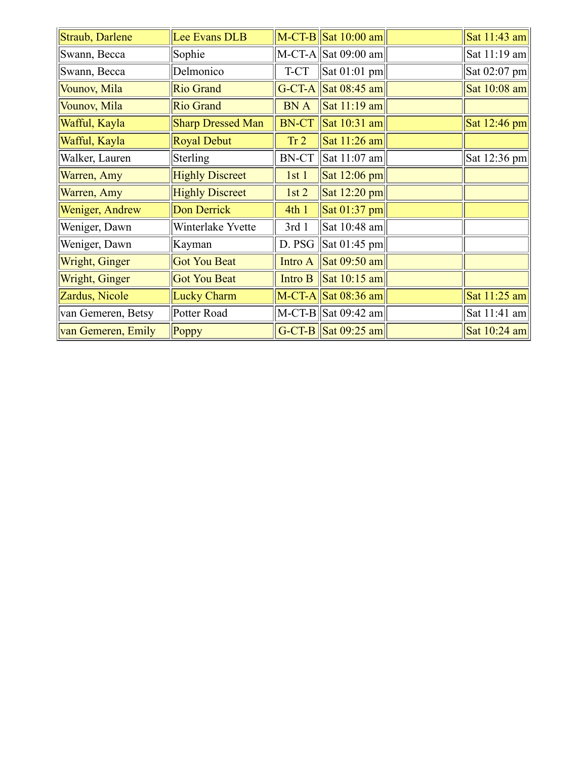| | | | | | |
|---|---|---|---|---|---|
| Straub, Darlene | Lee Evans DLB | M-CT-B | Sat 10:00 am | | Sat 11:43 am |
| Swann, Becca | Sophie | M-CT-A | Sat 09:00 am | | Sat 11:19 am |
| Swann, Becca | Delmonico | T-CT | Sat 01:01 pm | | Sat 02:07 pm |
| Vounov, Mila | Rio Grand | G-CT-A | Sat 08:45 am | | Sat 10:08 am |
| Vounov, Mila | Rio Grand | BN A | Sat 11:19 am | | |
| Wafful, Kayla | Sharp Dressed Man | BN-CT | Sat 10:31 am | | Sat 12:46 pm |
| Wafful, Kayla | Royal Debut | Tr 2 | Sat 11:26 am | | |
| Walker, Lauren | Sterling | BN-CT | Sat 11:07 am | | Sat 12:36 pm |
| Warren, Amy | Highly Discreet | 1st 1 | Sat 12:06 pm | | |
| Warren, Amy | Highly Discreet | 1st 2 | Sat 12:20 pm | | |
| Weniger, Andrew | Don Derrick | 4th 1 | Sat 01:37 pm | | |
| Weniger, Dawn | Winterlake Yvette | 3rd 1 | Sat 10:48 am | | |
| Weniger, Dawn | Kayman | D. PSG | Sat 01:45 pm | | |
| Wright, Ginger | Got You Beat | Intro A | Sat 09:50 am | | |
| Wright, Ginger | Got You Beat | Intro B | Sat 10:15 am | | |
| Zardus, Nicole | Lucky Charm | M-CT-A | Sat 08:36 am | | Sat 11:25 am |
| van Gemeren, Betsy | Potter Road | M-CT-B | Sat 09:42 am | | Sat 11:41 am |
| van Gemeren, Emily | Poppy | G-CT-B | Sat 09:25 am | | Sat 10:24 am |